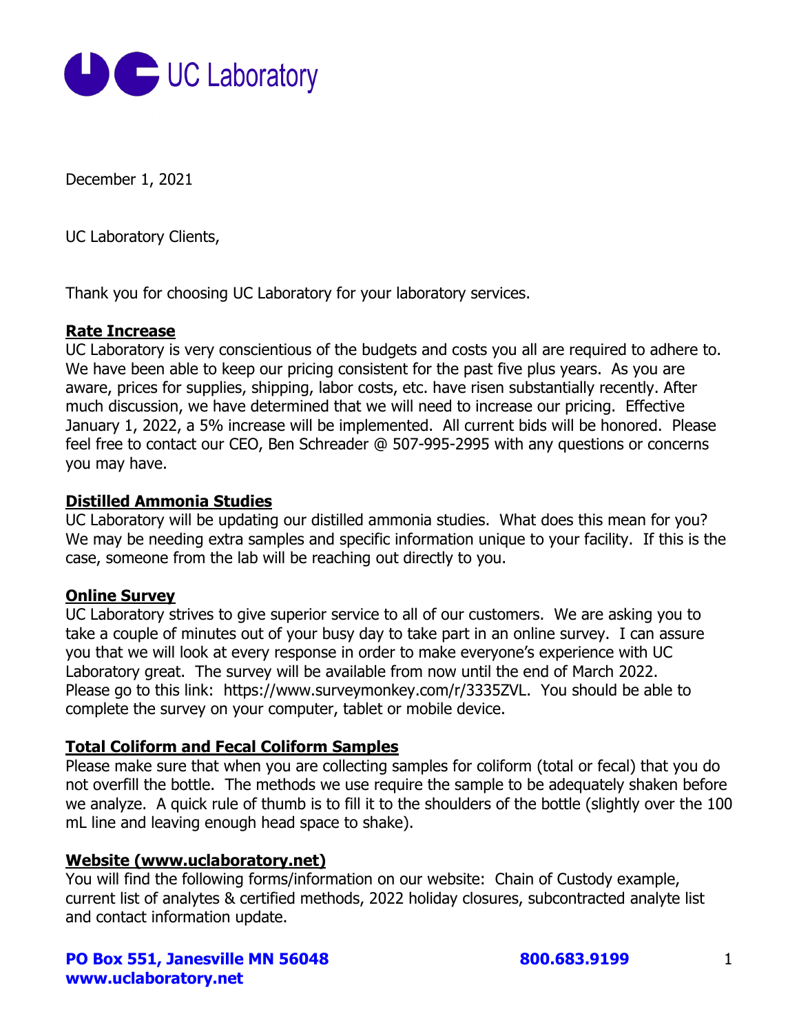UC Laboratory

December 1, 2021

UC Laboratory Clients,

Thank you for choosing UC Laboratory for your laboratory services.

**Rate Increase**

UC Laboratory is very conscientious of the budgets and costs you all are required to adhere to. We have been able to keep our pricing consistent for the past five plus years. As you are aware, prices for supplies, shipping, labor costs, etc. have risen substantially recently. After much discussion, we have determined that we will need to increase our pricing. Effective January 1, 2022, a 5% increase will be implemented. All current bids will be honored. Please feel free to contact our CEO, Ben Schreader @ 507-995-2995 with any questions or concerns you may have.

**Distilled Ammonia Studies**

UC Laboratory will be updating our distilled ammonia studies. What does this mean for you? We may be needing extra samples and specific information unique to your facility. If this is the case, someone from the lab will be reaching out directly to you.

**Online Survey**

UC Laboratory strives to give superior service to all of our customers. We are asking you to take a couple of minutes out of your busy day to take part in an online survey. I can assure you that we will look at every response in order to make everyone's experience with UC Laboratory great. The survey will be available from now until the end of March 2022. Please go to this link: https://www.surveymonkey.com/r/3335ZVL. You should be able to complete the survey on your computer, tablet or mobile device.

**Total Coliform and Fecal Coliform Samples**

Please make sure that when you are collecting samples for coliform (total or fecal) that you do not overfill the bottle. The methods we use require the sample to be adequately shaken before we analyze. A quick rule of thumb is to fill it to the shoulders of the bottle (slightly over the 100 mL line and leaving enough head space to shake).

**Website (www.uclaboratory.net)**

You will find the following forms/information on our website: Chain of Custody example, current list of analytes & certified methods, 2022 holiday closures, subcontracted analyte list and contact information update.

**PO Box 551, Janesville MN 56048** **800.683.9199**
**www.uclaboratory.net**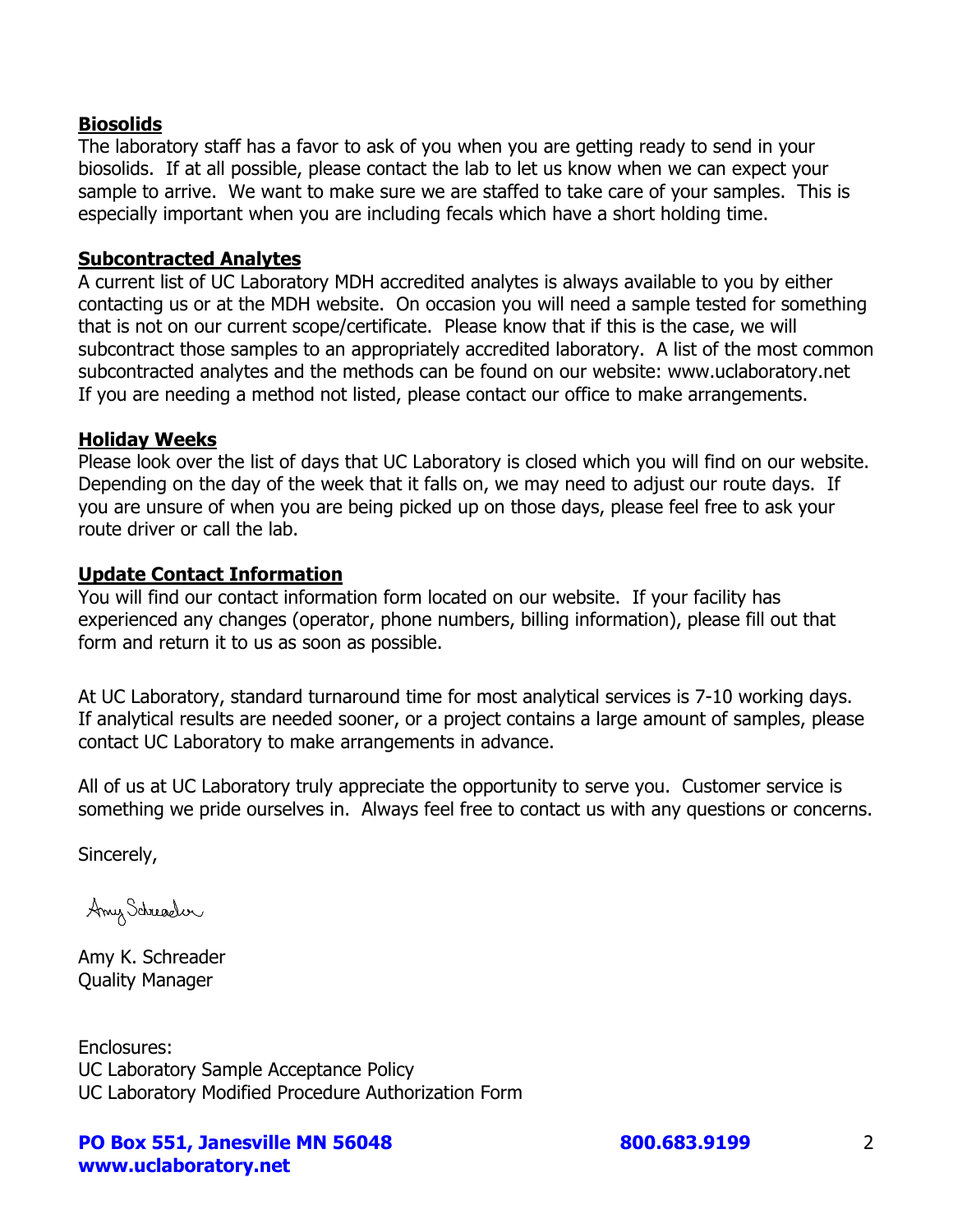**Biosolids**

The laboratory staff has a favor to ask of you when you are getting ready to send in your biosolids. If at all possible, please contact the lab to let us know when we can expect your sample to arrive. We want to make sure we are staffed to take care of your samples. This is especially important when you are including fecals which have a short holding time.

**Subcontracted Analytes**

A current list of UC Laboratory MDH accredited analytes is always available to you by either contacting us or at the MDH website. On occasion you will need a sample tested for something that is not on our current scope/certificate. Please know that if this is the case, we will subcontract those samples to an appropriately accredited laboratory. A list of the most common subcontracted analytes and the methods can be found on our website: www.uclaboratory.net If you are needing a method not listed, please contact our office to make arrangements.

**Holiday Weeks**

Please look over the list of days that UC Laboratory is closed which you will find on our website. Depending on the day of the week that it falls on, we may need to adjust our route days. If you are unsure of when you are being picked up on those days, please feel free to ask your route driver or call the lab.

**Update Contact Information**

You will find our contact information form located on our website. If your facility has experienced any changes (operator, phone numbers, billing information), please fill out that form and return it to us as soon as possible.

At UC Laboratory, standard turnaround time for most analytical services is 7-10 working days. If analytical results are needed sooner, or a project contains a large amount of samples, please contact UC Laboratory to make arrangements in advance.

All of us at UC Laboratory truly appreciate the opportunity to serve you. Customer service is something we pride ourselves in. Always feel free to contact us with any questions or concerns.

Sincerely,

Amy Schreader

Amy K. Schreader
Quality Manager

Enclosures:
UC Laboratory Sample Acceptance Policy
UC Laboratory Modified Procedure Authorization Form

**PO Box 551, Janesville MN 56048** **800.683.9199**
**www.uclaboratory.net**